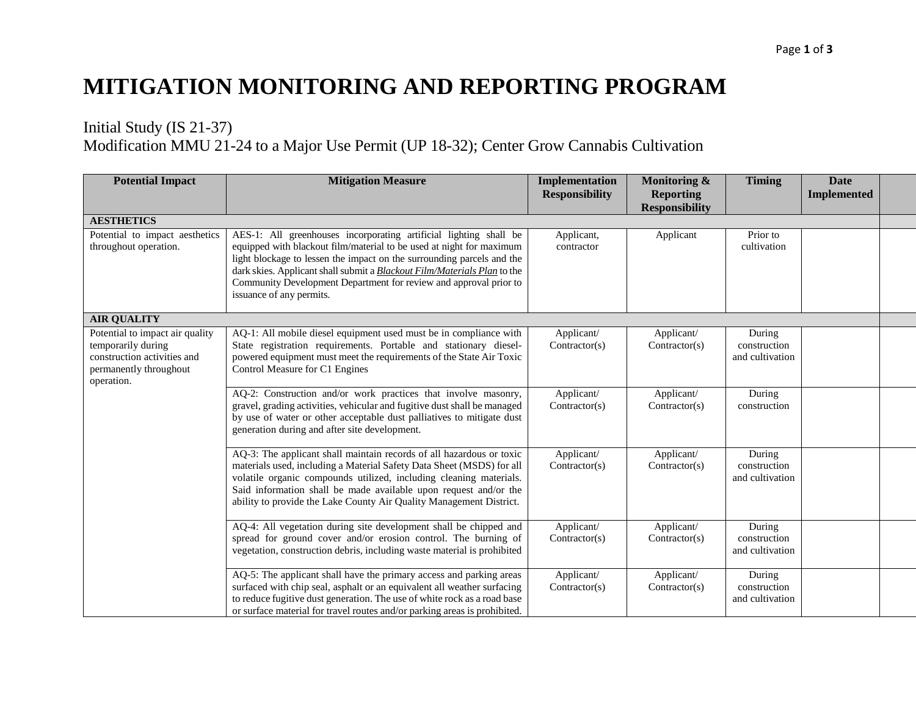# MITIGATION MONITORING AND REPORTING PROGRAM

Initial Study (IS 21-37)
Modification MMU 21-24 to a Major Use Permit (UP 18-32); Center Grow Cannabis Cultivation

| Potential Impact | Mitigation Measure | Implementation Responsibility | Monitoring & Reporting Responsibility | Timing | Date Implemented | |
|---|---|---|---|---|---|---|
| **AESTHETICS** | | | | | | |
| Potential to impact aesthetics throughout operation. | AES-1: All greenhouses incorporating artificial lighting shall be equipped with blackout film/material to be used at night for maximum light blockage to lessen the impact on the surrounding parcels and the dark skies. Applicant shall submit a ***Blackout Film/Materials Plan*** to the Community Development Department for review and approval prior to issuance of any permits. | Applicant, contractor | Applicant | Prior to cultivation | | |
| **AIR QUALITY** | | | | | | |
| Potential to impact air quality temporarily during construction activities and permanently throughout operation. | AQ-1: All mobile diesel equipment used must be in compliance with State registration requirements. Portable and stationary diesel-powered equipment must meet the requirements of the State Air Toxic Control Measure for C1 Engines | Applicant/ Contractor(s) | Applicant/ Contractor(s) | During construction and cultivation | | |
| | AQ-2: Construction and/or work practices that involve masonry, gravel, grading activities, vehicular and fugitive dust shall be managed by use of water or other acceptable dust palliatives to mitigate dust generation during and after site development. | Applicant/ Contractor(s) | Applicant/ Contractor(s) | During construction | | |
| | AQ-3: The applicant shall maintain records of all hazardous or toxic materials used, including a Material Safety Data Sheet (MSDS) for all volatile organic compounds utilized, including cleaning materials. Said information shall be made available upon request and/or the ability to provide the Lake County Air Quality Management District. | Applicant/ Contractor(s) | Applicant/ Contractor(s) | During construction and cultivation | | |
| | AQ-4: All vegetation during site development shall be chipped and spread for ground cover and/or erosion control. The burning of vegetation, construction debris, including waste material is prohibited | Applicant/ Contractor(s) | Applicant/ Contractor(s) | During construction and cultivation | | |
| | AQ-5: The applicant shall have the primary access and parking areas surfaced with chip seal, asphalt or an equivalent all weather surfacing to reduce fugitive dust generation. The use of white rock as a road base or surface material for travel routes and/or parking areas is prohibited. | Applicant/ Contractor(s) | Applicant/ Contractor(s) | During construction and cultivation | | |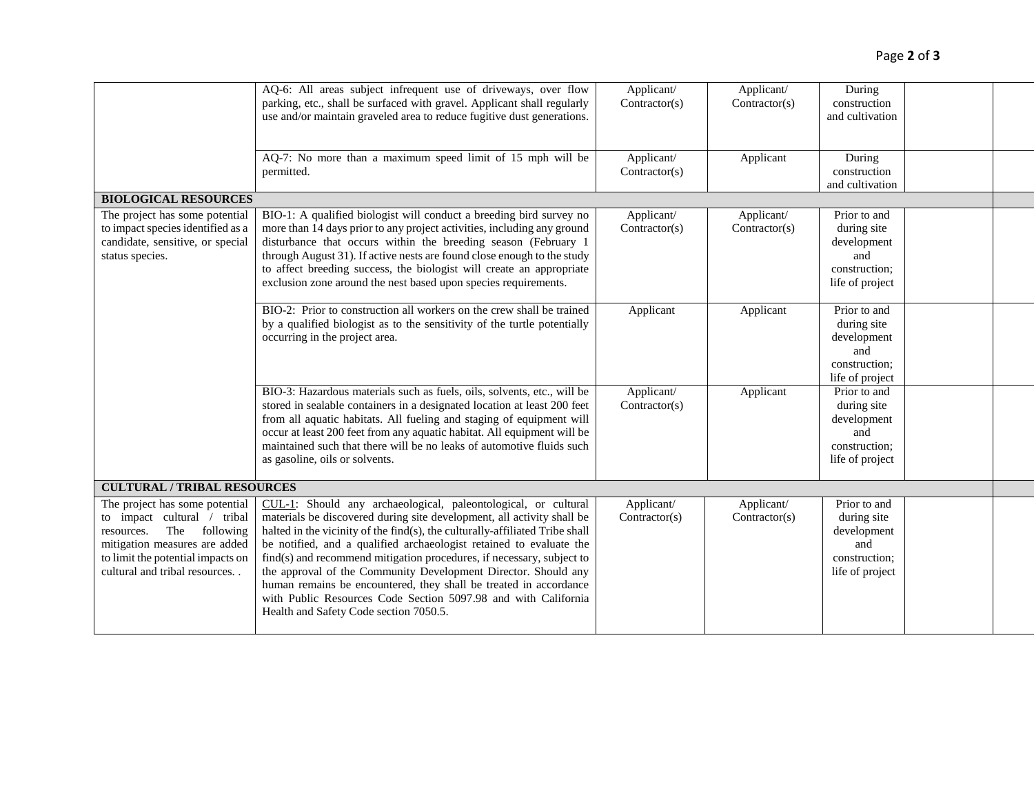| | | | | | | |
|---|---|---|---|---|---|---|
| | AQ-6: All areas subject infrequent use of driveways, over flow parking, etc., shall be surfaced with gravel. Applicant shall regularly use and/or maintain graveled area to reduce fugitive dust generations. | Applicant/ Contractor(s) | Applicant/ Contractor(s) | During construction and cultivation | | |
| | AQ-7: No more than a maximum speed limit of 15 mph will be permitted. | Applicant/ Contractor(s) | Applicant | During construction and cultivation | | |
| **BIOLOGICAL RESOURCES** | | | | | | |
| The project has some potential to impact species identified as a candidate, sensitive, or special status species. | BIO-1: A qualified biologist will conduct a breeding bird survey no more than 14 days prior to any project activities, including any ground disturbance that occurs within the breeding season (February 1 through August 31). If active nests are found close enough to the study to affect breeding success, the biologist will create an appropriate exclusion zone around the nest based upon species requirements. | Applicant/ Contractor(s) | Applicant/ Contractor(s) | Prior to and during site development and construction; life of project | | |
| | BIO-2: Prior to construction all workers on the crew shall be trained by a qualified biologist as to the sensitivity of the turtle potentially occurring in the project area. | Applicant | Applicant | Prior to and during site development and construction; life of project | | |
| | BIO-3: Hazardous materials such as fuels, oils, solvents, etc., will be stored in sealable containers in a designated location at least 200 feet from all aquatic habitats. All fueling and staging of equipment will occur at least 200 feet from any aquatic habitat. All equipment will be maintained such that there will be no leaks of automotive fluids such as gasoline, oils or solvents. | Applicant/ Contractor(s) | Applicant | Prior to and during site development and construction; life of project | | |
| **CULTURAL / TRIBAL RESOURCES** | | | | | | |
| The project has some potential to impact cultural / tribal resources. The following mitigation measures are added to limit the potential impacts on cultural and tribal resources. . | CUL-1: Should any archaeological, paleontological, or cultural materials be discovered during site development, all activity shall be halted in the vicinity of the find(s), the culturally-affiliated Tribe shall be notified, and a qualified archaeologist retained to evaluate the find(s) and recommend mitigation procedures, if necessary, subject to the approval of the Community Development Director. Should any human remains be encountered, they shall be treated in accordance with Public Resources Code Section 5097.98 and with California Health and Safety Code section 7050.5. | Applicant/ Contractor(s) | Applicant/ Contractor(s) | Prior to and during site development and construction; life of project | | |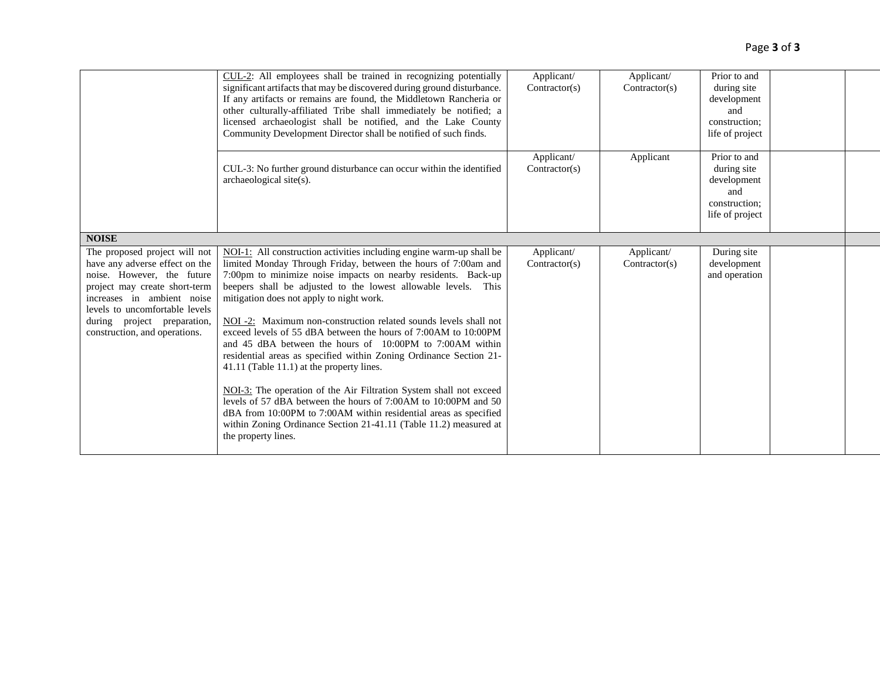| | | | | | | |
|---|---|---|---|---|---|---|
| | CUL-2: All employees shall be trained in recognizing potentially significant artifacts that may be discovered during ground disturbance. If any artifacts or remains are found, the Middletown Rancheria or other culturally-affiliated Tribe shall immediately be notified; a licensed archaeologist shall be notified, and the Lake County Community Development Director shall be notified of such finds. | Applicant/ Contractor(s) | Applicant/ Contractor(s) | Prior to and during site development and construction; life of project | | |
| | CUL-3: No further ground disturbance can occur within the identified archaeological site(s). | Applicant/ Contractor(s) | Applicant | Prior to and during site development and construction; life of project | | |
| **NOISE** | | | | | | |
| The proposed project will not have any adverse effect on the noise. However, the future project may create short-term increases in ambient noise levels to uncomfortable levels during project preparation, construction, and operations. | NOI-1: All construction activities including engine warm-up shall be limited Monday Through Friday, between the hours of 7:00am and 7:00pm to minimize noise impacts on nearby residents. Back-up beepers shall be adjusted to the lowest allowable levels. This mitigation does not apply to night work.<br><br>NOI -2: Maximum non-construction related sounds levels shall not exceed levels of 55 dBA between the hours of 7:00AM to 10:00PM and 45 dBA between the hours of 10:00PM to 7:00AM within residential areas as specified within Zoning Ordinance Section 21-41.11 (Table 11.1) at the property lines.<br><br>NOI-3: The operation of the Air Filtration System shall not exceed levels of 57 dBA between the hours of 7:00AM to 10:00PM and 50 dBA from 10:00PM to 7:00AM within residential areas as specified within Zoning Ordinance Section 21-41.11 (Table 11.2) measured at the property lines. | Applicant/ Contractor(s) | Applicant/ Contractor(s) | During site development and operation | | |